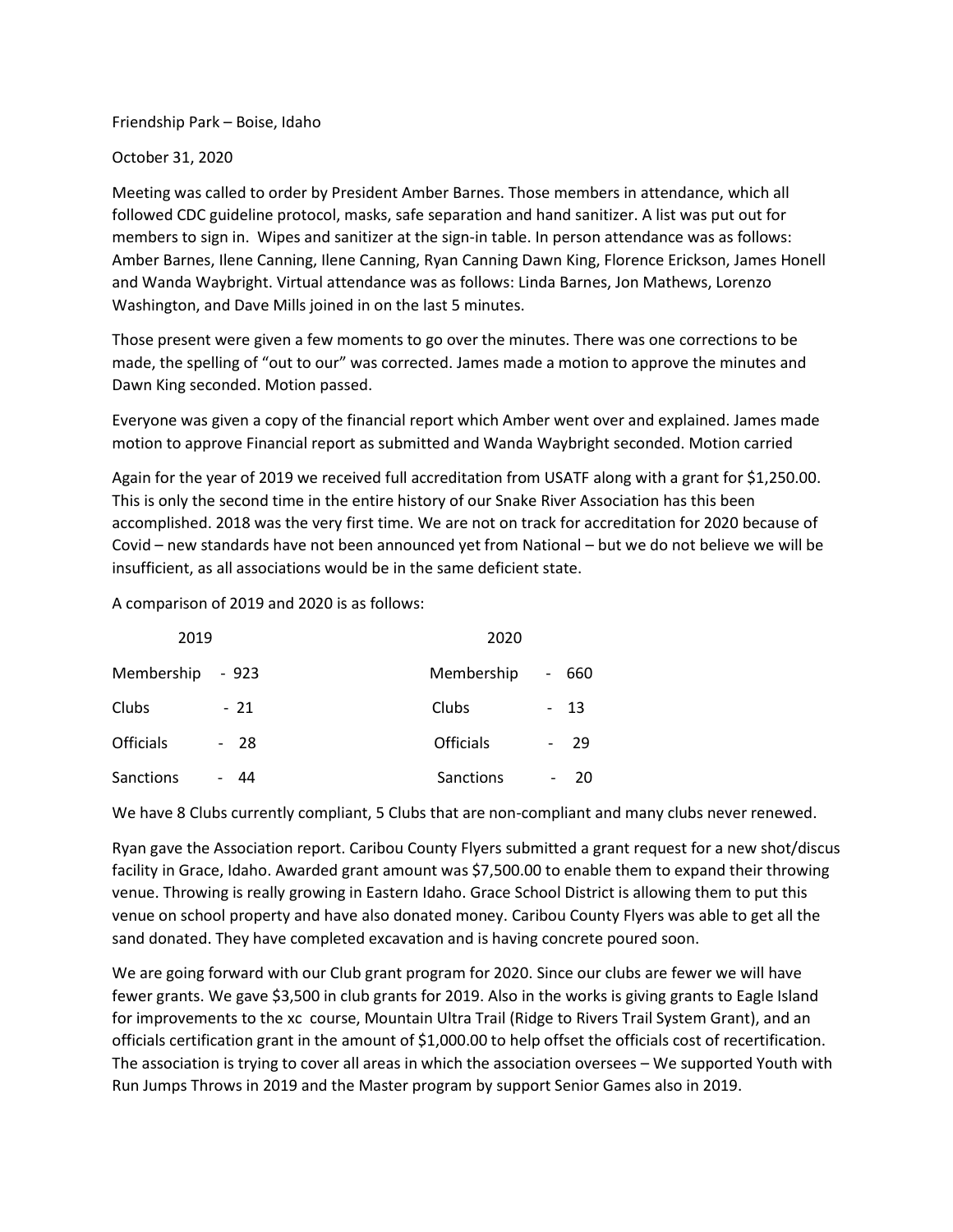Friendship Park – Boise, Idaho

October 31, 2020

Meeting was called to order by President Amber Barnes. Those members in attendance, which all followed CDC guideline protocol, masks, safe separation and hand sanitizer. A list was put out for members to sign in. Wipes and sanitizer at the sign-in table. In person attendance was as follows: Amber Barnes, Ilene Canning, Ilene Canning, Ryan Canning Dawn King, Florence Erickson, James Honell and Wanda Waybright. Virtual attendance was as follows: Linda Barnes, Jon Mathews, Lorenzo Washington, and Dave Mills joined in on the last 5 minutes.

Those present were given a few moments to go over the minutes. There was one corrections to be made, the spelling of "out to our" was corrected. James made a motion to approve the minutes and Dawn King seconded. Motion passed.

Everyone was given a copy of the financial report which Amber went over and explained. James made motion to approve Financial report as submitted and Wanda Waybright seconded. Motion carried

Again for the year of 2019 we received full accreditation from USATF along with a grant for $1,250.00. This is only the second time in the entire history of our Snake River Association has this been accomplished. 2018 was the very first time. We are not on track for accreditation for 2020 because of Covid – new standards have not been announced yet from National – but we do not believe we will be insufficient, as all associations would be in the same deficient state.

A comparison of 2019 and 2020 is as follows:

| 2019 | | 2020 | |
|---|---|---|---|
| Membership | - 923 | Membership | - 660 |
| Clubs | - 21 | Clubs | - 13 |
| Officials | - 28 | Officials | - 29 |
| Sanctions | - 44 | Sanctions | - 20 |

We have 8 Clubs currently compliant, 5 Clubs that are non-compliant and many clubs never renewed.

Ryan gave the Association report. Caribou County Flyers submitted a grant request for a new shot/discus facility in Grace, Idaho. Awarded grant amount was $7,500.00 to enable them to expand their throwing venue. Throwing is really growing in Eastern Idaho. Grace School District is allowing them to put this venue on school property and have also donated money. Caribou County Flyers was able to get all the sand donated. They have completed excavation and is having concrete poured soon.

We are going forward with our Club grant program for 2020. Since our clubs are fewer we will have fewer grants. We gave $3,500 in club grants for 2019. Also in the works is giving grants to Eagle Island for improvements to the xc course, Mountain Ultra Trail (Ridge to Rivers Trail System Grant), and an officials certification grant in the amount of $1,000.00 to help offset the officials cost of recertification. The association is trying to cover all areas in which the association oversees – We supported Youth with Run Jumps Throws in 2019 and the Master program by support Senior Games also in 2019.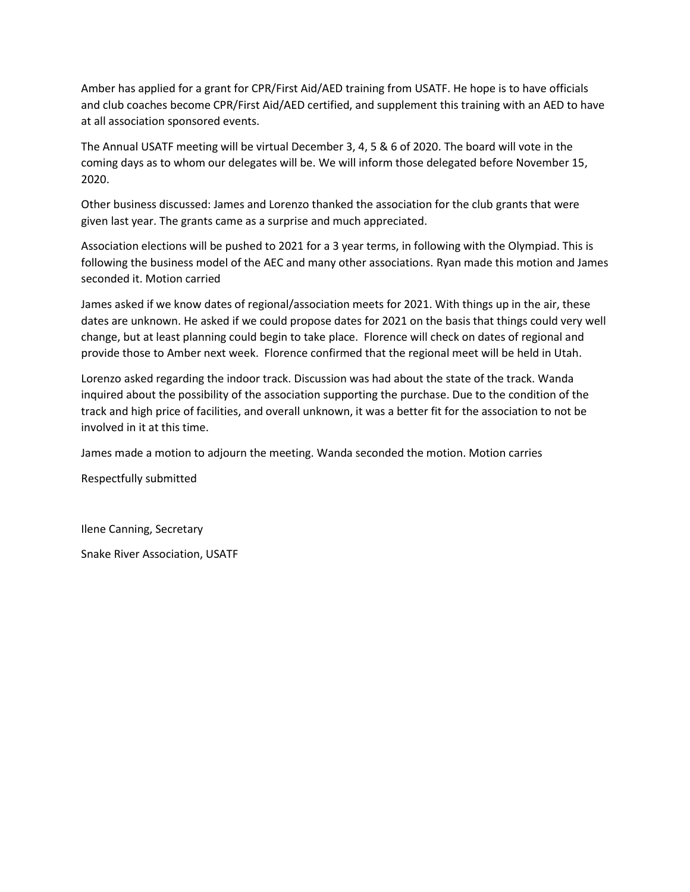Amber has applied for a grant for CPR/First Aid/AED training from USATF. He hope is to have officials and club coaches become CPR/First Aid/AED certified, and supplement this training with an AED to have at all association sponsored events.

The Annual USATF meeting will be virtual December 3, 4, 5 & 6 of 2020. The board will vote in the coming days as to whom our delegates will be. We will inform those delegated before November 15, 2020.

Other business discussed: James and Lorenzo thanked the association for the club grants that were given last year. The grants came as a surprise and much appreciated.

Association elections will be pushed to 2021 for a 3 year terms, in following with the Olympiad. This is following the business model of the AEC and many other associations. Ryan made this motion and James seconded it. Motion carried

James asked if we know dates of regional/association meets for 2021. With things up in the air, these dates are unknown. He asked if we could propose dates for 2021 on the basis that things could very well change, but at least planning could begin to take place. Florence will check on dates of regional and provide those to Amber next week. Florence confirmed that the regional meet will be held in Utah.

Lorenzo asked regarding the indoor track. Discussion was had about the state of the track. Wanda inquired about the possibility of the association supporting the purchase. Due to the condition of the track and high price of facilities, and overall unknown, it was a better fit for the association to not be involved in it at this time.

James made a motion to adjourn the meeting. Wanda seconded the motion. Motion carries

Respectfully submitted

Ilene Canning, Secretary

Snake River Association, USATF